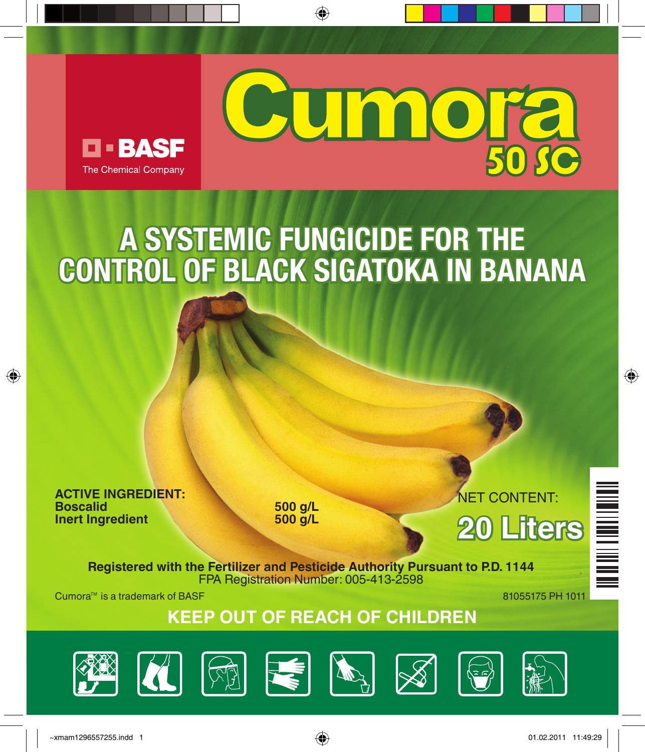BASF

The Chemical Company

# Cumora

## 50 SC

## A SYSTEMIC FUNGICIDE FOR THE CONTROL OF BLACK SIGATOKA IN BANANA

| **ACTIVE INGREDIENT:** | |
|---|---|
| **Boscalid** | **500 g/L** |
| **Inert Ingredient** | **500 g/L** |

NET CONTENT:

**20 Liters**

**Registered with the Fertilizer and Pesticide Authority Pursuant to P.D. 1144**

FPA Registration Number: 005-413-2598

Cumora™ is a trademark of BASF

81055175 PH 1011

**KEEP OUT OF REACH OF CHILDREN**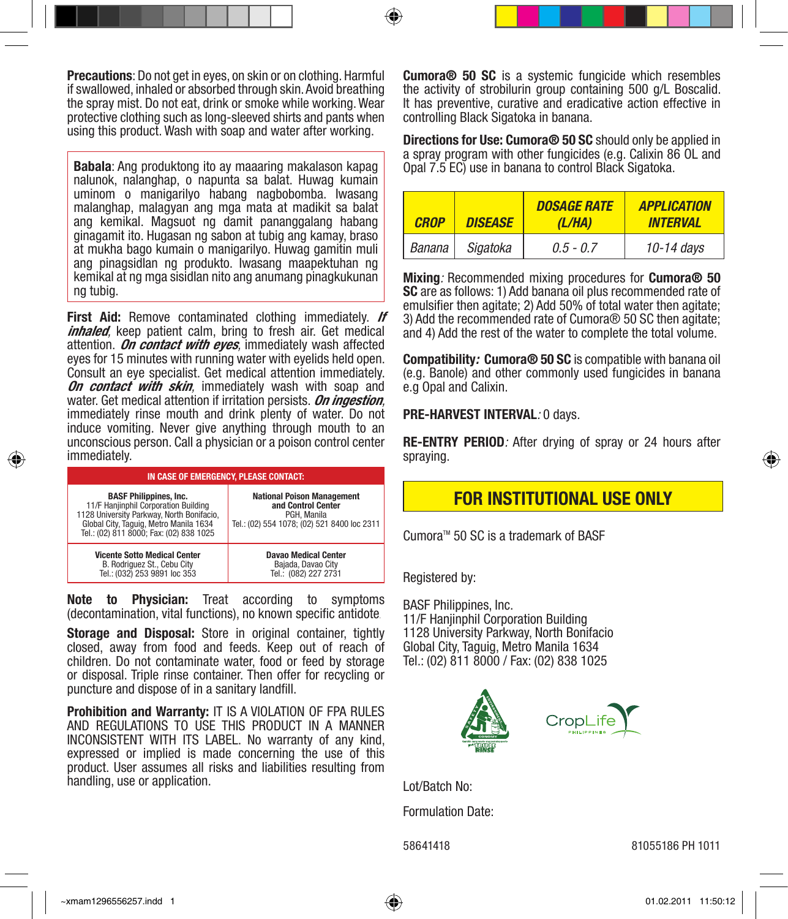**Precautions**: Do not get in eyes, on skin or on clothing. Harmful if swallowed, inhaled or absorbed through skin. Avoid breathing the spray mist. Do not eat, drink or smoke while working. Wear protective clothing such as long-sleeved shirts and pants when using this product. Wash with soap and water after working.

**Babala**: Ang produktong ito ay maaaring makalason kapag nalunok, nalanghap, o napunta sa balat. Huwag kumain uminom o manigarilyo habang nagbobomba. Iwasang malanghap, malagyan ang mga mata at madikit sa balat ang kemikal. Magsuot ng damit pananggalang habang ginagamit ito. Hugasan ng sabon at tubig ang kamay, braso at mukha bago kumain o manigarilyo. Huwag gamitin muli ang pinagsidlan ng produkto. Iwasang maapektuhan ng kemikal at ng mga sisidlan nito ang anumang pinagkukunan ng tubig.

**First Aid:** Remove contaminated clothing immediately. ***If inhaled***, keep patient calm, bring to fresh air. Get medical attention. ***On contact with eyes***, immediately wash affected eyes for 15 minutes with running water with eyelids held open. Consult an eye specialist. Get medical attention immediately. ***On contact with skin***, immediately wash with soap and water. Get medical attention if irritation persists. ***On ingestion***, immediately rinse mouth and drink plenty of water. Do not induce vomiting. Never give anything through mouth to an unconscious person. Call a physician or a poison control center immediately.

| IN CASE OF EMERGENCY, PLEASE CONTACT: | |
|---|---|
| **BASF Philippines, Inc.** 11/F Hanjinphil Corporation Building 1128 University Parkway, North Bonifacio, Global City, Taguig, Metro Manila 1634 Tel.: (02) 811 8000; Fax: (02) 838 1025 | **National Poison Management and Control Center** PGH, Manila Tel.: (02) 554 1078; (02) 521 8400 loc 2311 |
| **Vicente Sotto Medical Center** B. Rodriguez St., Cebu City Tel.: (032) 253 9891 loc 353 | **Davao Medical Center** Bajada, Davao City Tel.: (082) 227 2731 |

**Note to Physician:** Treat according to symptoms (decontamination, vital functions), no known specific antidote.

**Storage and Disposal:** Store in original container, tightly closed, away from food and feeds. Keep out of reach of children. Do not contaminate water, food or feed by storage or disposal. Triple rinse container. Then offer for recycling or puncture and dispose of in a sanitary landfill.

**Prohibition and Warranty:** IT IS A VIOLATION OF FPA RULES AND REGULATIONS TO USE THIS PRODUCT IN A MANNER INCONSISTENT WITH ITS LABEL. No warranty of any kind, expressed or implied is made concerning the use of this product. User assumes all risks and liabilities resulting from handling, use or application.

**Cumora® 50 SC** is a systemic fungicide which resembles the activity of strobilurin group containing 500 g/L Boscalid. It has preventive, curative and eradicative action effective in controlling Black Sigatoka in banana.

**Directions for Use: Cumora® 50 SC** should only be applied in a spray program with other fungicides (e.g. Calixin 86 OL and Opal 7.5 EC) use in banana to control Black Sigatoka.

| *CROP* | *DISEASE* | *DOSAGE RATE (L/HA)* | *APPLICATION INTERVAL* |
|---|---|---|---|
| *Banana* | *Sigatoka* | *0.5 - 0.7* | *10-14 days* |

**Mixing**: Recommended mixing procedures for **Cumora® 50 SC** are as follows: 1) Add banana oil plus recommended rate of emulsifier then agitate; 2) Add 50% of total water then agitate; 3) Add the recommended rate of Cumora® 50 SC then agitate; and 4) Add the rest of the water to complete the total volume.

**Compatibility: Cumora® 50 SC** is compatible with banana oil (e.g. Banole) and other commonly used fungicides in banana e.g Opal and Calixin.

**PRE-HARVEST INTERVAL**: 0 days.

**RE-ENTRY PERIOD**: After drying of spray or 24 hours after spraying.

## FOR INSTITUTIONAL USE ONLY

Cumora™ 50 SC is a trademark of BASF

Registered by:

BASF Philippines, Inc.
11/F Hanjinphil Corporation Building
1128 University Parkway, North Bonifacio
Global City, Taguig, Metro Manila 1634
Tel.: (02) 811 8000 / Fax: (02) 838 1025

CropLife PHILIPPINES

Lot/Batch No:

Formulation Date:

58641418

81055186 PH 1011